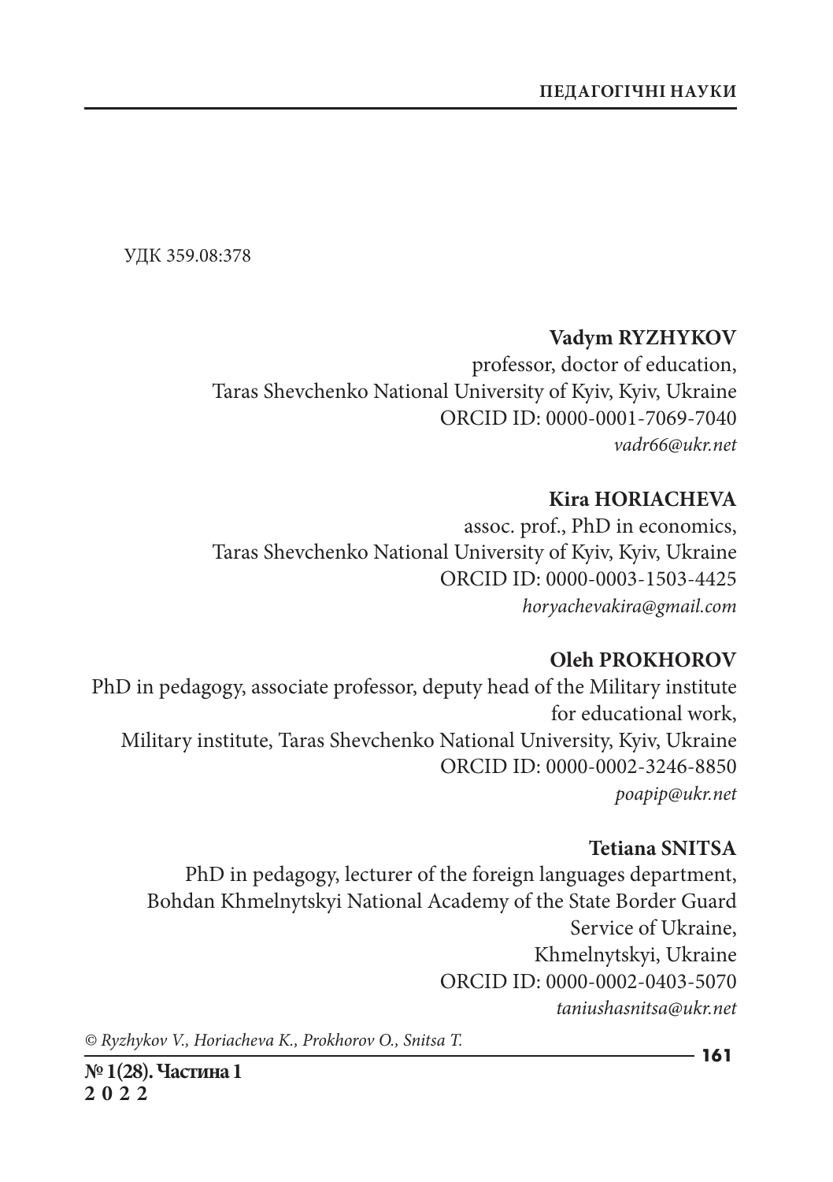УДК 359.08:378

**Vadym RYZHYKOV**
professor, doctor of education,
Taras Shevchenko National University of Kyiv, Kyiv, Ukraine
ORCID ID: 0000-0001-7069-7040
*vadr66@ukr.net*

**Kira HORIACHEVA**
assoc. prof., PhD in economics,
Taras Shevchenko National University of Kyiv, Kyiv, Ukraine
ORCID ID: 0000-0003-1503-4425
*horyachevakira@gmail.com*

**Oleh PROKHOROV**
PhD in pedagogy, associate professor, deputy head of the Military institute for educational work,
Military institute, Taras Shevchenko National University, Kyiv, Ukraine
ORCID ID: 0000-0002-3246-8850
*poapip@ukr.net*

**Tetiana SNITSA**
PhD in pedagogy, lecturer of the foreign languages department,
Bohdan Khmelnytskyi National Academy of the State Border Guard Service of Ukraine,
Khmelnytskyi, Ukraine
ORCID ID: 0000-0002-0403-5070
*taniushasnitsa@ukr.net*

*© Ryzhykov V., Horiacheva K., Prokhorov O., Snitsa T.*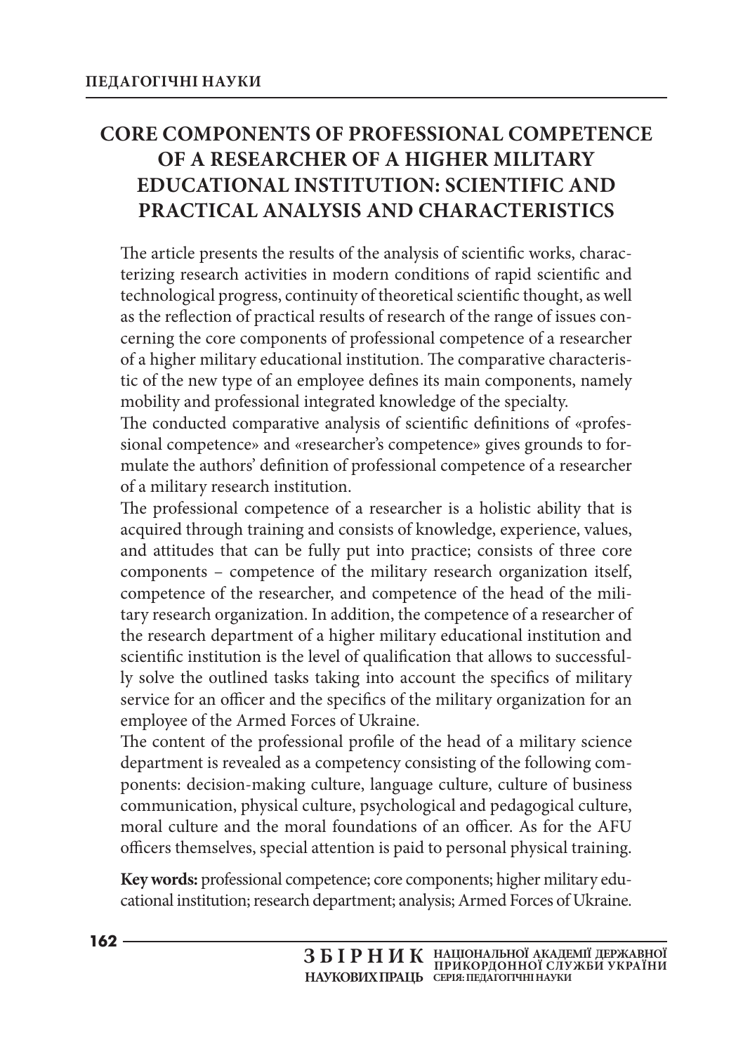# CORE COMPONENTS OF PROFESSIONAL COMPETENCE OF A RESEARCHER OF A HIGHER MILITARY EDUCATIONAL INSTITUTION: SCIENTIFIC AND PRACTICAL ANALYSIS AND CHARACTERISTICS

The article presents the results of the analysis of scientific works, characterizing research activities in modern conditions of rapid scientific and technological progress, continuity of theoretical scientific thought, as well as the reflection of practical results of research of the range of issues concerning the core components of professional competence of a researcher of a higher military educational institution. The comparative characteristic of the new type of an employee defines its main components, namely mobility and professional integrated knowledge of the specialty.

The conducted comparative analysis of scientific definitions of «professional competence» and «researcher's competence» gives grounds to formulate the authors' definition of professional competence of a researcher of a military research institution.

The professional competence of a researcher is a holistic ability that is acquired through training and consists of knowledge, experience, values, and attitudes that can be fully put into practice; consists of three core components – competence of the military research organization itself, competence of the researcher, and competence of the head of the military research organization. In addition, the competence of a researcher of the research department of a higher military educational institution and scientific institution is the level of qualification that allows to successfully solve the outlined tasks taking into account the specifics of military service for an officer and the specifics of the military organization for an employee of the Armed Forces of Ukraine.

The content of the professional profile of the head of a military science department is revealed as a competency consisting of the following components: decision-making culture, language culture, culture of business communication, physical culture, psychological and pedagogical culture, moral culture and the moral foundations of an officer. As for the AFU officers themselves, special attention is paid to personal physical training.

**Key words:** professional competence; core components; higher military educational institution; research department; analysis; Armed Forces of Ukraine.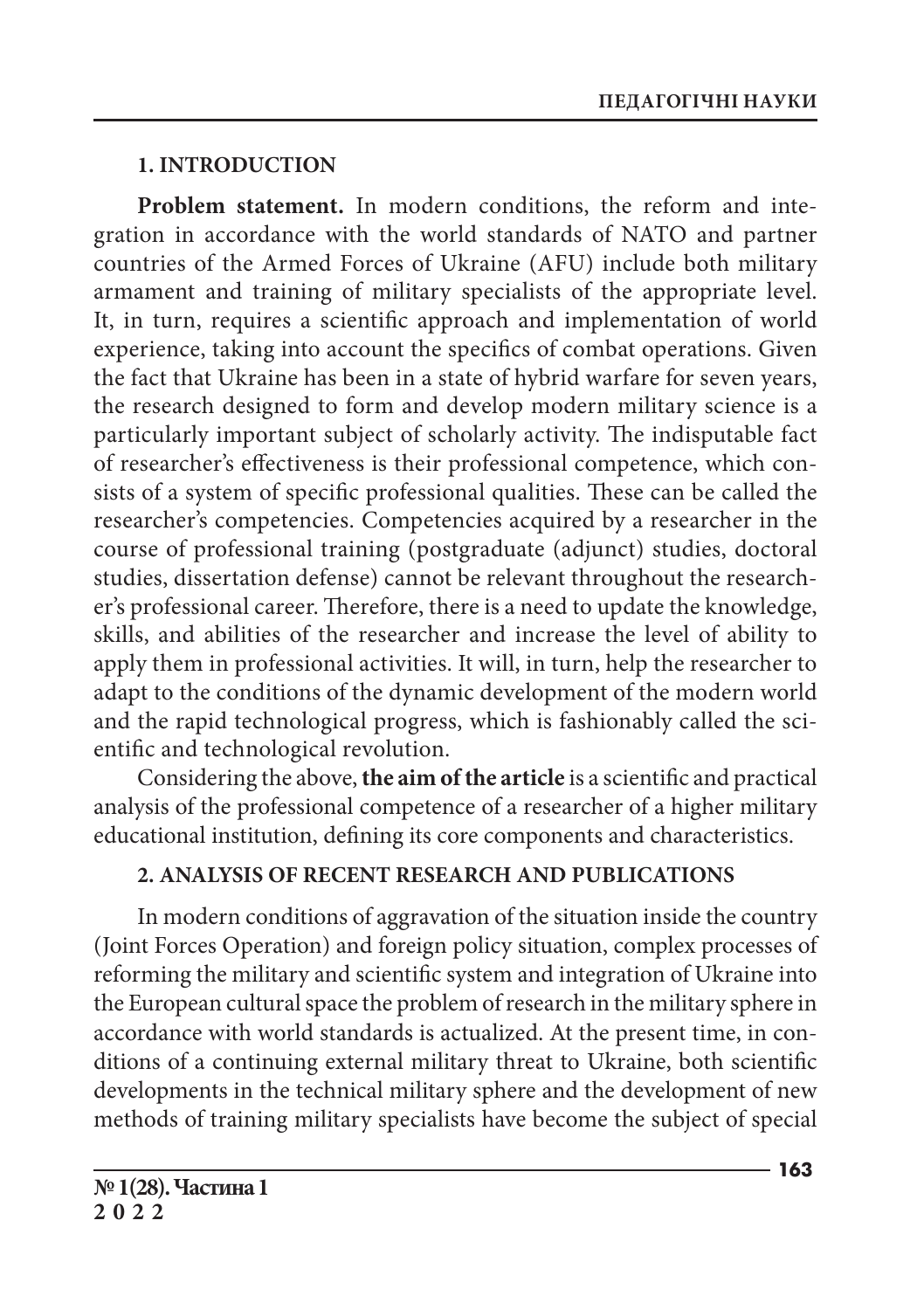## 1. INTRODUCTION

**Problem statement.** In modern conditions, the reform and integration in accordance with the world standards of NATO and partner countries of the Armed Forces of Ukraine (AFU) include both military armament and training of military specialists of the appropriate level. It, in turn, requires a scientific approach and implementation of world experience, taking into account the specifics of combat operations. Given the fact that Ukraine has been in a state of hybrid warfare for seven years, the research designed to form and develop modern military science is a particularly important subject of scholarly activity. The indisputable fact of researcher's effectiveness is their professional competence, which consists of a system of specific professional qualities. These can be called the researcher's competencies. Competencies acquired by a researcher in the course of professional training (postgraduate (adjunct) studies, doctoral studies, dissertation defense) cannot be relevant throughout the researcher's professional career. Therefore, there is a need to update the knowledge, skills, and abilities of the researcher and increase the level of ability to apply them in professional activities. It will, in turn, help the researcher to adapt to the conditions of the dynamic development of the modern world and the rapid technological progress, which is fashionably called the scientific and technological revolution.

Considering the above, **the aim of the article** is a scientific and practical analysis of the professional competence of a researcher of a higher military educational institution, defining its core components and characteristics.

## 2. ANALYSIS OF RECENT RESEARCH AND PUBLICATIONS

In modern conditions of aggravation of the situation inside the country (Joint Forces Operation) and foreign policy situation, complex processes of reforming the military and scientific system and integration of Ukraine into the European cultural space the problem of research in the military sphere in accordance with world standards is actualized. At the present time, in conditions of a continuing external military threat to Ukraine, both scientific developments in the technical military sphere and the development of new methods of training military specialists have become the subject of special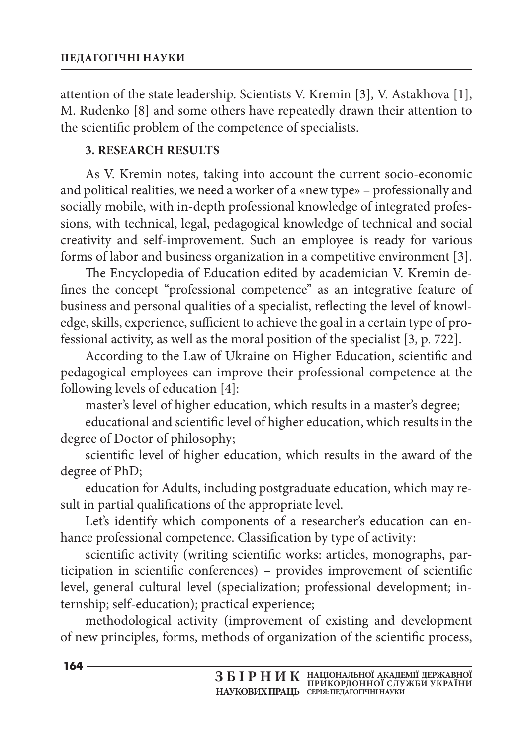attention of the state leadership. Scientists V. Kremin [3], V. Astakhova [1], M. Rudenko [8] and some others have repeatedly drawn their attention to the scientific problem of the competence of specialists.

## 3. RESEARCH RESULTS

As V. Kremin notes, taking into account the current socio-economic and political realities, we need a worker of a «new type» – professionally and socially mobile, with in-depth professional knowledge of integrated professions, with technical, legal, pedagogical knowledge of technical and social creativity and self-improvement. Such an employee is ready for various forms of labor and business organization in a competitive environment [3].

The Encyclopedia of Education edited by academician V. Kremin defines the concept "professional competence" as an integrative feature of business and personal qualities of a specialist, reflecting the level of knowledge, skills, experience, sufficient to achieve the goal in a certain type of professional activity, as well as the moral position of the specialist [3, p. 722].

According to the Law of Ukraine on Higher Education, scientific and pedagogical employees can improve their professional competence at the following levels of education [4]:

master's level of higher education, which results in a master's degree;

educational and scientific level of higher education, which results in the degree of Doctor of philosophy;

scientific level of higher education, which results in the award of the degree of PhD;

education for Adults, including postgraduate education, which may result in partial qualifications of the appropriate level.

Let's identify which components of a researcher's education can enhance professional competence. Classification by type of activity:

scientific activity (writing scientific works: articles, monographs, participation in scientific conferences) – provides improvement of scientific level, general cultural level (specialization; professional development; internship; self-education); practical experience;

methodological activity (improvement of existing and development of new principles, forms, methods of organization of the scientific process,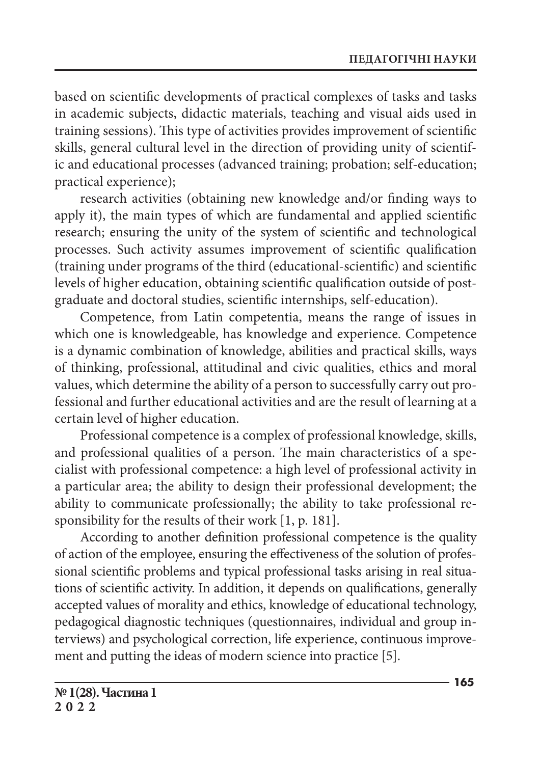based on scientific developments of practical complexes of tasks and tasks in academic subjects, didactic materials, teaching and visual aids used in training sessions). This type of activities provides improvement of scientific skills, general cultural level in the direction of providing unity of scientific and educational processes (advanced training; probation; self-education; practical experience);

research activities (obtaining new knowledge and/or finding ways to apply it), the main types of which are fundamental and applied scientific research; ensuring the unity of the system of scientific and technological processes. Such activity assumes improvement of scientific qualification (training under programs of the third (educational-scientific) and scientific levels of higher education, obtaining scientific qualification outside of postgraduate and doctoral studies, scientific internships, self-education).

Competence, from Latin competentia, means the range of issues in which one is knowledgeable, has knowledge and experience. Competence is a dynamic combination of knowledge, abilities and practical skills, ways of thinking, professional, attitudinal and civic qualities, ethics and moral values, which determine the ability of a person to successfully carry out professional and further educational activities and are the result of learning at a certain level of higher education.

Professional competence is a complex of professional knowledge, skills, and professional qualities of a person. The main characteristics of a specialist with professional competence: a high level of professional activity in a particular area; the ability to design their professional development; the ability to communicate professionally; the ability to take professional responsibility for the results of their work [1, p. 181].

According to another definition professional competence is the quality of action of the employee, ensuring the effectiveness of the solution of professional scientific problems and typical professional tasks arising in real situations of scientific activity. In addition, it depends on qualifications, generally accepted values of morality and ethics, knowledge of educational technology, pedagogical diagnostic techniques (questionnaires, individual and group interviews) and psychological correction, life experience, continuous improvement and putting the ideas of modern science into practice [5].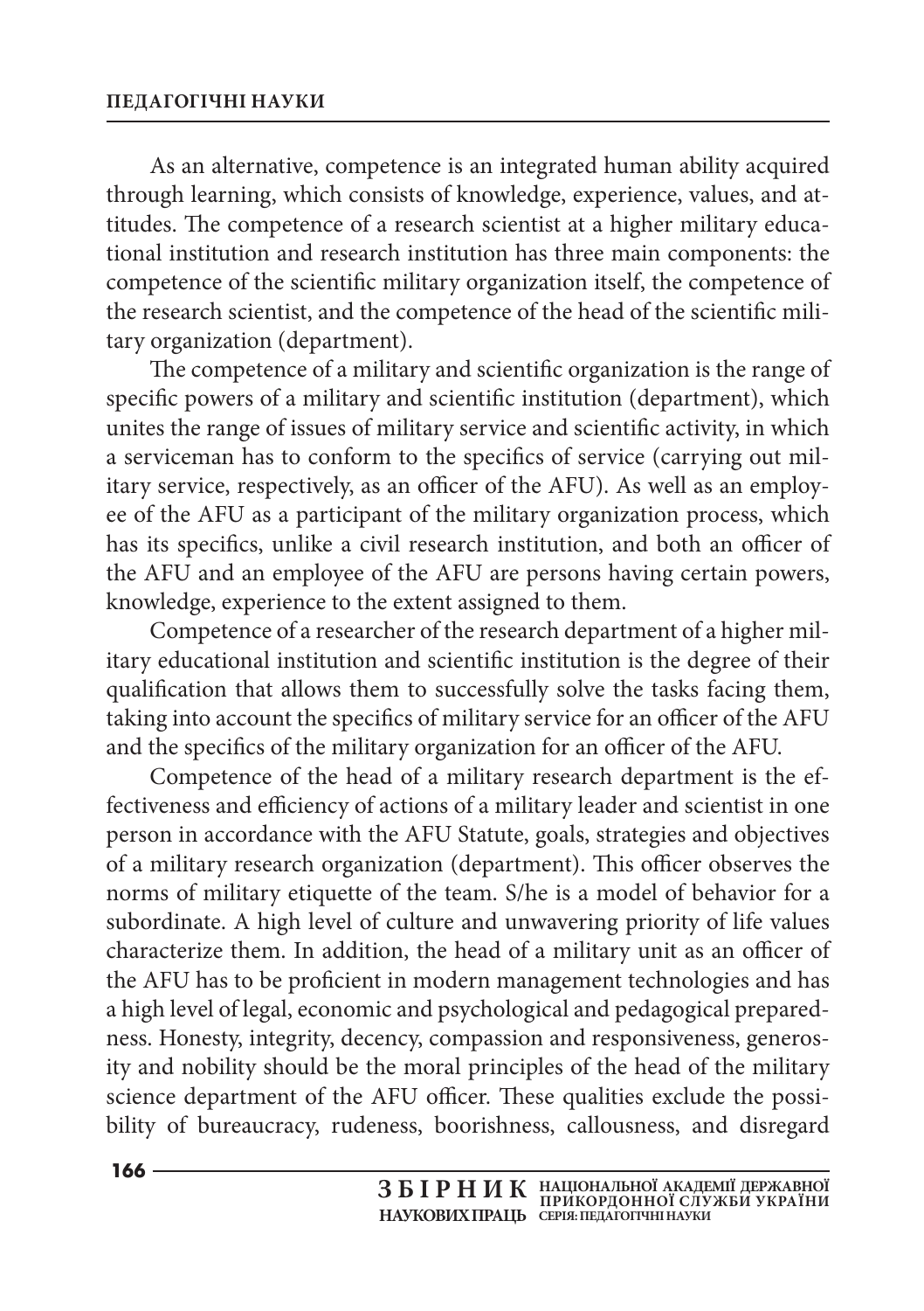As an alternative, competence is an integrated human ability acquired through learning, which consists of knowledge, experience, values, and attitudes. The competence of a research scientist at a higher military educational institution and research institution has three main components: the competence of the scientific military organization itself, the competence of the research scientist, and the competence of the head of the scientific military organization (department).

The competence of a military and scientific organization is the range of specific powers of a military and scientific institution (department), which unites the range of issues of military service and scientific activity, in which a serviceman has to conform to the specifics of service (carrying out military service, respectively, as an officer of the AFU). As well as an employee of the AFU as a participant of the military organization process, which has its specifics, unlike a civil research institution, and both an officer of the AFU and an employee of the AFU are persons having certain powers, knowledge, experience to the extent assigned to them.

Competence of a researcher of the research department of a higher military educational institution and scientific institution is the degree of their qualification that allows them to successfully solve the tasks facing them, taking into account the specifics of military service for an officer of the AFU and the specifics of the military organization for an officer of the AFU.

Competence of the head of a military research department is the effectiveness and efficiency of actions of a military leader and scientist in one person in accordance with the AFU Statute, goals, strategies and objectives of a military research organization (department). This officer observes the norms of military etiquette of the team. S/he is a model of behavior for a subordinate. A high level of culture and unwavering priority of life values characterize them. In addition, the head of a military unit as an officer of the AFU has to be proficient in modern management technologies and has a high level of legal, economic and psychological and pedagogical preparedness. Honesty, integrity, decency, compassion and responsiveness, generosity and nobility should be the moral principles of the head of the military science department of the AFU officer. These qualities exclude the possibility of bureaucracy, rudeness, boorishness, callousness, and disregard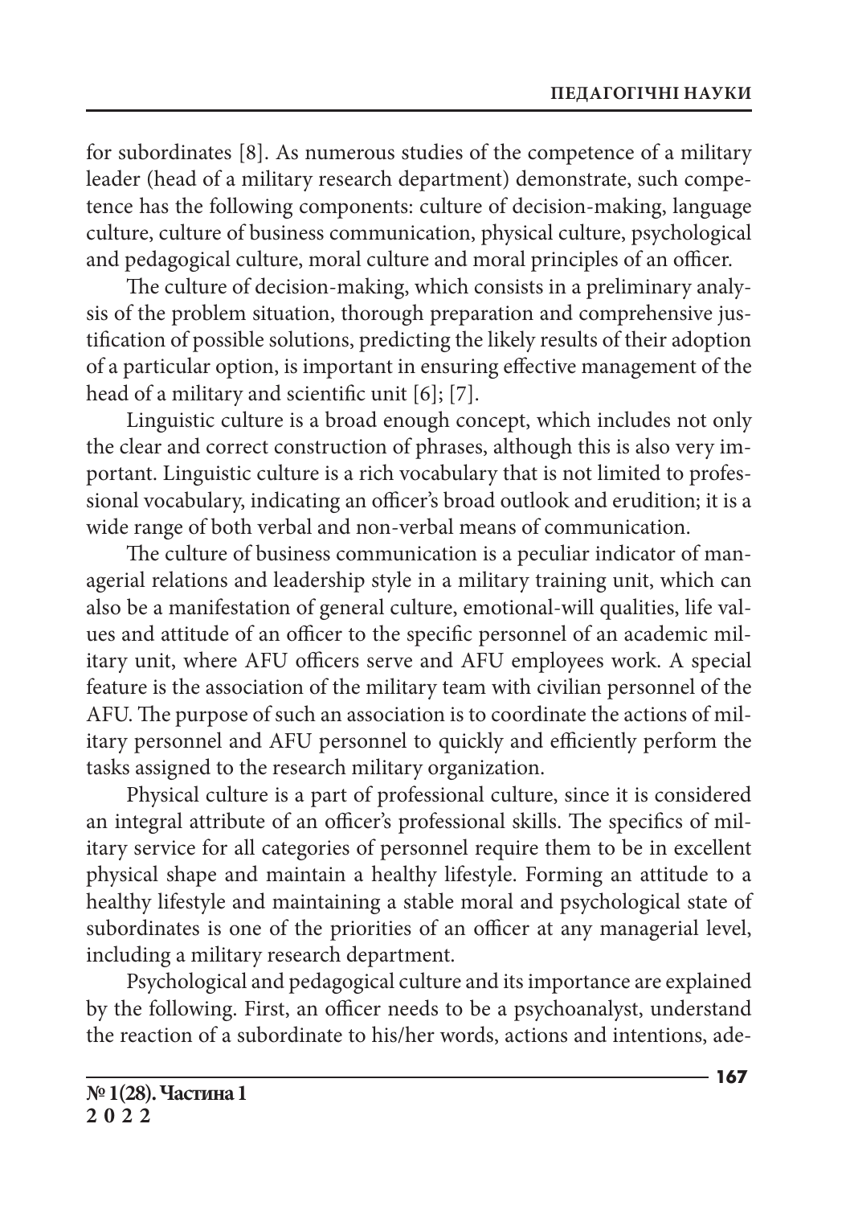for subordinates [8]. As numerous studies of the competence of a military leader (head of a military research department) demonstrate, such competence has the following components: culture of decision-making, language culture, culture of business communication, physical culture, psychological and pedagogical culture, moral culture and moral principles of an officer.

The culture of decision-making, which consists in a preliminary analysis of the problem situation, thorough preparation and comprehensive justification of possible solutions, predicting the likely results of their adoption of a particular option, is important in ensuring effective management of the head of a military and scientific unit [6]; [7].

Linguistic culture is a broad enough concept, which includes not only the clear and correct construction of phrases, although this is also very important. Linguistic culture is a rich vocabulary that is not limited to professional vocabulary, indicating an officer's broad outlook and erudition; it is a wide range of both verbal and non-verbal means of communication.

The culture of business communication is a peculiar indicator of managerial relations and leadership style in a military training unit, which can also be a manifestation of general culture, emotional-will qualities, life values and attitude of an officer to the specific personnel of an academic military unit, where AFU officers serve and AFU employees work. A special feature is the association of the military team with civilian personnel of the AFU. The purpose of such an association is to coordinate the actions of military personnel and AFU personnel to quickly and efficiently perform the tasks assigned to the research military organization.

Physical culture is a part of professional culture, since it is considered an integral attribute of an officer's professional skills. The specifics of military service for all categories of personnel require them to be in excellent physical shape and maintain a healthy lifestyle. Forming an attitude to a healthy lifestyle and maintaining a stable moral and psychological state of subordinates is one of the priorities of an officer at any managerial level, including a military research department.

Psychological and pedagogical culture and its importance are explained by the following. First, an officer needs to be a psychoanalyst, understand the reaction of a subordinate to his/her words, actions and intentions, ade-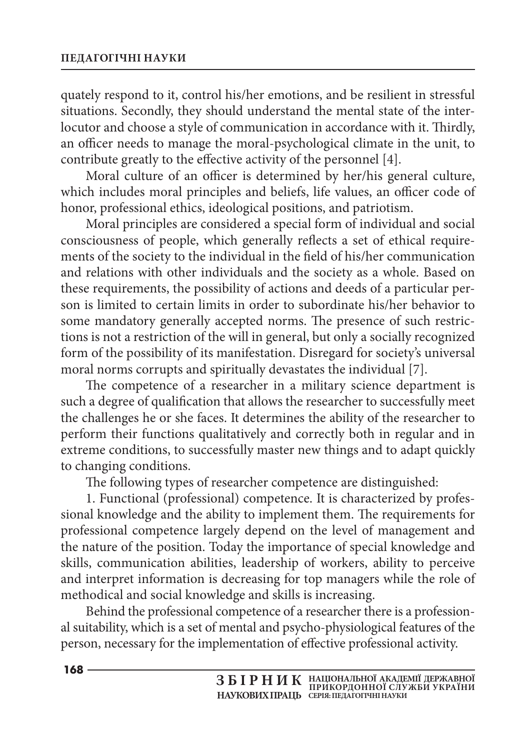quately respond to it, control his/her emotions, and be resilient in stressful situations. Secondly, they should understand the mental state of the interlocutor and choose a style of communication in accordance with it. Thirdly, an officer needs to manage the moral-psychological climate in the unit, to contribute greatly to the effective activity of the personnel [4].

Moral culture of an officer is determined by her/his general culture, which includes moral principles and beliefs, life values, an officer code of honor, professional ethics, ideological positions, and patriotism.

Moral principles are considered a special form of individual and social consciousness of people, which generally reflects a set of ethical requirements of the society to the individual in the field of his/her communication and relations with other individuals and the society as a whole. Based on these requirements, the possibility of actions and deeds of a particular person is limited to certain limits in order to subordinate his/her behavior to some mandatory generally accepted norms. The presence of such restrictions is not a restriction of the will in general, but only a socially recognized form of the possibility of its manifestation. Disregard for society's universal moral norms corrupts and spiritually devastates the individual [7].

The competence of a researcher in a military science department is such a degree of qualification that allows the researcher to successfully meet the challenges he or she faces. It determines the ability of the researcher to perform their functions qualitatively and correctly both in regular and in extreme conditions, to successfully master new things and to adapt quickly to changing conditions.

The following types of researcher competence are distinguished:

1. Functional (professional) competence. It is characterized by professional knowledge and the ability to implement them. The requirements for professional competence largely depend on the level of management and the nature of the position. Today the importance of special knowledge and skills, communication abilities, leadership of workers, ability to perceive and interpret information is decreasing for top managers while the role of methodical and social knowledge and skills is increasing.

Behind the professional competence of a researcher there is a professional suitability, which is a set of mental and psycho-physiological features of the person, necessary for the implementation of effective professional activity.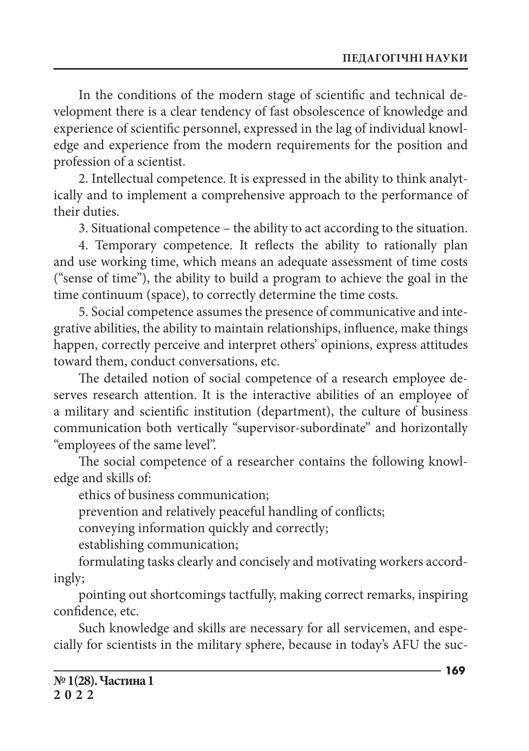In the conditions of the modern stage of scientific and technical development there is a clear tendency of fast obsolescence of knowledge and experience of scientific personnel, expressed in the lag of individual knowledge and experience from the modern requirements for the position and profession of a scientist.

2. Intellectual competence. It is expressed in the ability to think analytically and to implement a comprehensive approach to the performance of their duties.

3. Situational competence – the ability to act according to the situation.

4. Temporary competence. It reflects the ability to rationally plan and use working time, which means an adequate assessment of time costs ("sense of time"), the ability to build a program to achieve the goal in the time continuum (space), to correctly determine the time costs.

5. Social competence assumes the presence of communicative and integrative abilities, the ability to maintain relationships, influence, make things happen, correctly perceive and interpret others' opinions, express attitudes toward them, conduct conversations, etc.

The detailed notion of social competence of a research employee deserves research attention. It is the interactive abilities of an employee of a military and scientific institution (department), the culture of business communication both vertically "supervisor-subordinate" and horizontally "employees of the same level".

The social competence of a researcher contains the following knowledge and skills of:

ethics of business communication;

prevention and relatively peaceful handling of conflicts;

conveying information quickly and correctly;

establishing communication;

formulating tasks clearly and concisely and motivating workers accordingly;

pointing out shortcomings tactfully, making correct remarks, inspiring confidence, etc.

Such knowledge and skills are necessary for all servicemen, and especially for scientists in the military sphere, because in today's AFU the suc-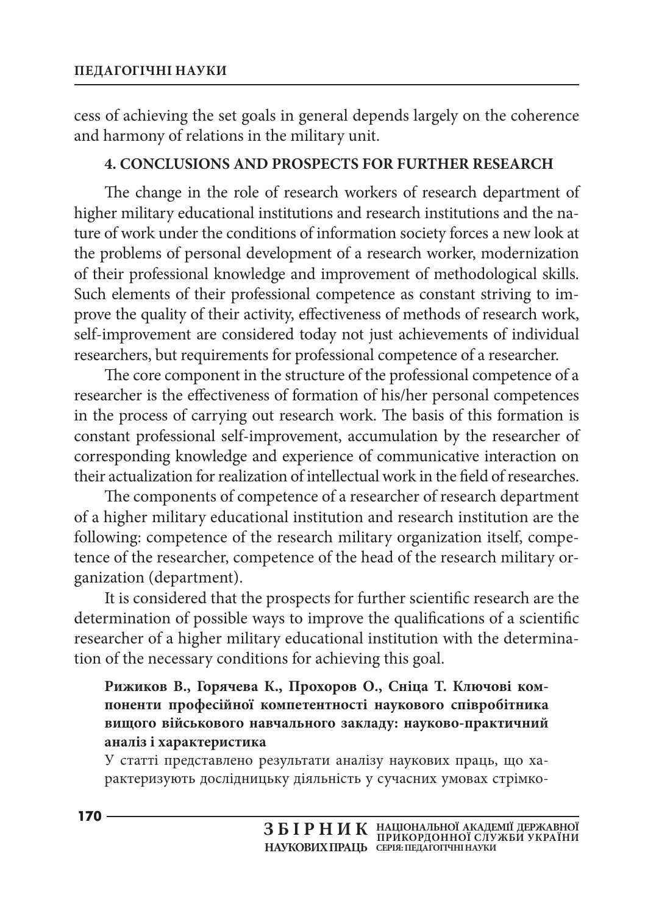cess of achieving the set goals in general depends largely on the coherence and harmony of relations in the military unit.

## 4. CONCLUSIONS AND PROSPECTS FOR FURTHER RESEARCH

The change in the role of research workers of research department of higher military educational institutions and research institutions and the nature of work under the conditions of information society forces a new look at the problems of personal development of a research worker, modernization of their professional knowledge and improvement of methodological skills. Such elements of their professional competence as constant striving to improve the quality of their activity, effectiveness of methods of research work, self-improvement are considered today not just achievements of individual researchers, but requirements for professional competence of a researcher.

The core component in the structure of the professional competence of a researcher is the effectiveness of formation of his/her personal competences in the process of carrying out research work. The basis of this formation is constant professional self-improvement, accumulation by the researcher of corresponding knowledge and experience of communicative interaction on their actualization for realization of intellectual work in the field of researches.

The components of competence of a researcher of research department of a higher military educational institution and research institution are the following: competence of the research military organization itself, competence of the researcher, competence of the head of the research military organization (department).

It is considered that the prospects for further scientific research are the determination of possible ways to improve the qualifications of a scientific researcher of a higher military educational institution with the determination of the necessary conditions for achieving this goal.

**Рижиков В., Горячева К., Прохоров О., Сніца Т. Ключові компоненти професійної компетентності наукового співробітника вищого військового навчального закладу: науково-практичний аналіз і характеристика**

У статті представлено результати аналізу наукових праць, що характеризують дослідницьку діяльність у сучасних умовах стрімко-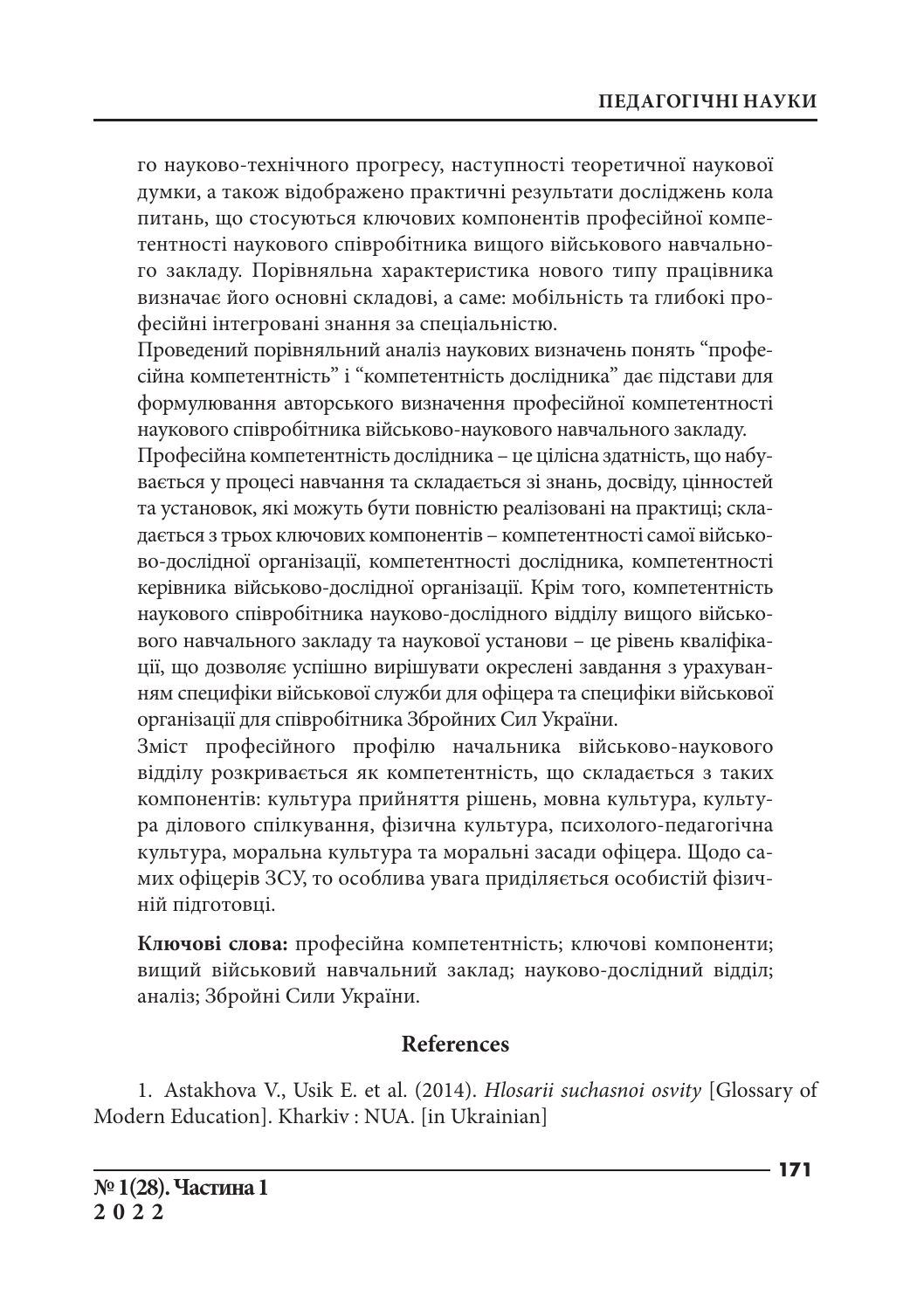го науково-технічного прогресу, наступності теоретичної наукової думки, а також відображено практичні результати досліджень кола питань, що стосуються ключових компонентів професійної компетентності наукового співробітника вищого військового навчального закладу. Порівняльна характеристика нового типу працівника визначає його основні складові, а саме: мобільність та глибокі професійні інтегровані знання за спеціальністю.

Проведений порівняльний аналіз наукових визначень понять "професійна компетентність" і "компетентність дослідника" дає підстави для формулювання авторського визначення професійної компетентності наукового співробітника військово-наукового навчального закладу.

Професійна компетентність дослідника – це цілісна здатність, що набувається у процесі навчання та складається зі знань, досвіду, цінностей та установок, які можуть бути повністю реалізовані на практиці; складається з трьох ключових компонентів – компетентності самої військово-дослідної організації, компетентності дослідника, компетентності керівника військово-дослідної організації. Крім того, компетентність наукового співробітника науково-дослідного відділу вищого військового навчального закладу та наукової установи – це рівень кваліфікації, що дозволяє успішно вирішувати окреслені завдання з урахуванням специфіки військової служби для офіцера та специфіки військової організації для співробітника Збройних Сил України.

Зміст професійного профілю начальника військово-наукового відділу розкривається як компетентність, що складається з таких компонентів: культура прийняття рішень, мовна культура, культура ділового спілкування, фізична культура, психолого-педагогічна культура, моральна культура та моральні засади офіцера. Щодо самих офіцерів ЗСУ, то особлива увага приділяється особистій фізичній підготовці.

**Ключові слова:** професійна компетентність; ключові компоненти; вищий військовий навчальний заклад; науково-дослідний відділ; аналіз; Збройні Сили України.

## References

1. Astakhova V., Usik E. et al. (2014). *Hlosarii suchasnoi osvity* [Glossary of Modern Education]. Kharkiv : NUA. [in Ukrainian]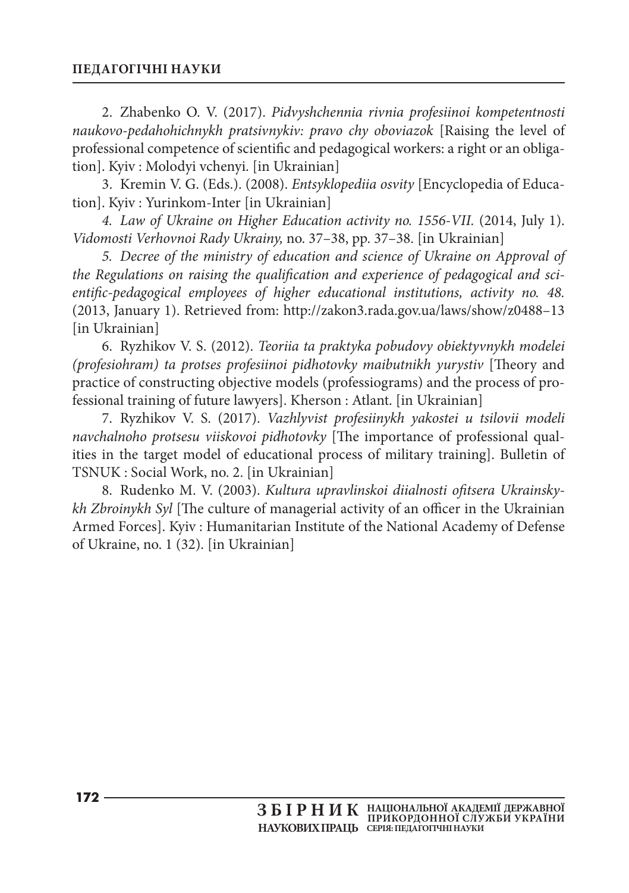2. Zhabenko O. V. (2017). *Pidvyshchennia rivnia profesiinoi kompetentnosti naukovo-pedahohichnykh pratsivnykiv: pravo chy oboviazok* [Raising the level of professional competence of scientific and pedagogical workers: a right or an obligation]. Kyiv : Molodyi vchenyi. [in Ukrainian]

3. Kremin V. G. (Eds.). (2008). *Entsyklopediia osvity* [Encyclopedia of Education]. Kyiv : Yurinkom-Inter [in Ukrainian]

*4. Law of Ukraine on Higher Education activity no. 1556-VII.* (2014, July 1). *Vidomosti Verhovnoi Rady Ukrainy,* no. 37–38, pp. 37–38. [in Ukrainian]

*5. Decree of the ministry of education and science of Ukraine on Approval of the Regulations on raising the qualification and experience of pedagogical and scientific-pedagogical employees of higher educational institutions, activity no. 48.* (2013, January 1). Retrieved from: http://zakon3.rada.gov.ua/laws/show/z0488–13 [in Ukrainian]

6. Ryzhikov V. S. (2012). *Teoriia ta praktyka pobudovy obiektyvnykh modelei (profesiohram) ta protses profesiinoi pidhotovky maibutnikh yurystiv* [Theory and practice of constructing objective models (professiograms) and the process of professional training of future lawyers]. Kherson : Atlant. [in Ukrainian]

7. Ryzhikov V. S. (2017). *Vazhlyvist profesiinykh yakostei u tsilovii modeli navchalnoho protsesu viiskovoi pidhotovky* [The importance of professional qualities in the target model of educational process of military training]. Bulletin of TSNUK : Social Work, no. 2. [in Ukrainian]

8. Rudenko M. V. (2003). *Kultura upravlinskoi diialnosti ofitsera Ukrainskykh Zbroinykh Syl* [The culture of managerial activity of an officer in the Ukrainian Armed Forces]. Kyiv : Humanitarian Institute of the National Academy of Defense of Ukraine, no. 1 (32). [in Ukrainian]